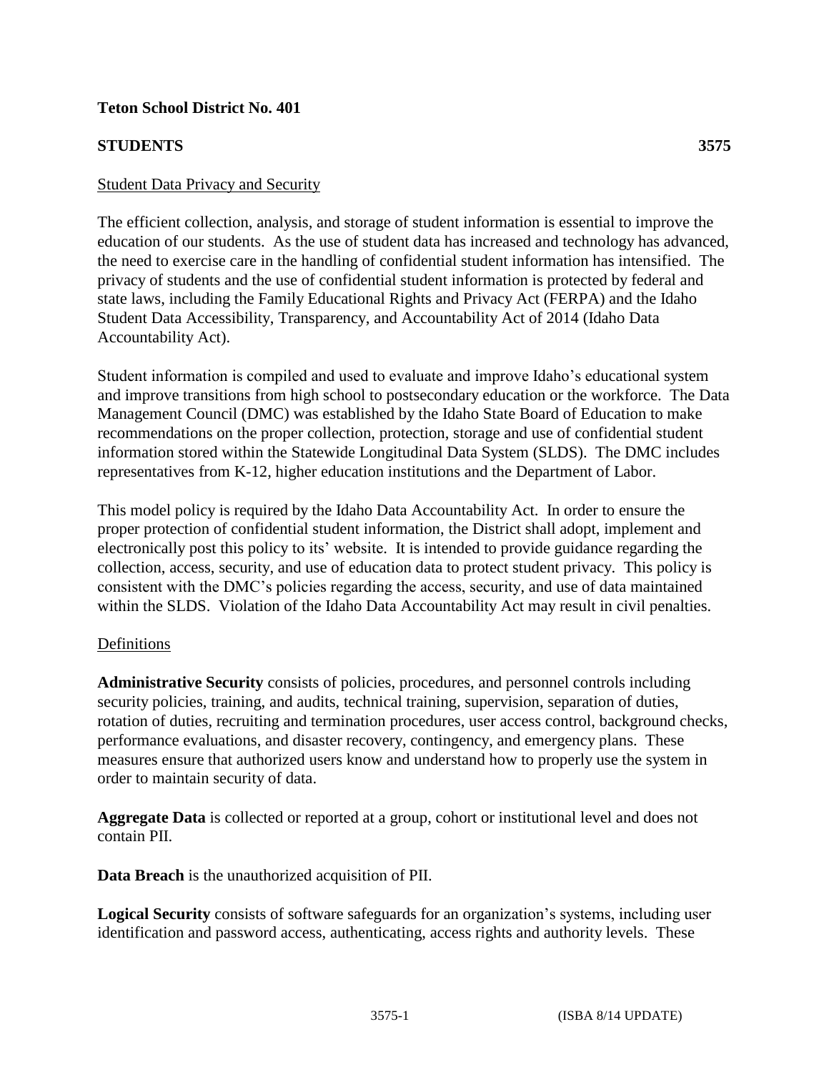**Teton School District No. 401**

**STUDENTS 3575**

Student Data Privacy and Security

The efficient collection, analysis, and storage of student information is essential to improve the education of our students. As the use of student data has increased and technology has advanced, the need to exercise care in the handling of confidential student information has intensified. The privacy of students and the use of confidential student information is protected by federal and state laws, including the Family Educational Rights and Privacy Act (FERPA) and the Idaho Student Data Accessibility, Transparency, and Accountability Act of 2014 (Idaho Data Accountability Act).

Student information is compiled and used to evaluate and improve Idaho's educational system and improve transitions from high school to postsecondary education or the workforce. The Data Management Council (DMC) was established by the Idaho State Board of Education to make recommendations on the proper collection, protection, storage and use of confidential student information stored within the Statewide Longitudinal Data System (SLDS). The DMC includes representatives from K-12, higher education institutions and the Department of Labor.

This model policy is required by the Idaho Data Accountability Act. In order to ensure the proper protection of confidential student information, the District shall adopt, implement and electronically post this policy to its' website. It is intended to provide guidance regarding the collection, access, security, and use of education data to protect student privacy. This policy is consistent with the DMC's policies regarding the access, security, and use of data maintained within the SLDS. Violation of the Idaho Data Accountability Act may result in civil penalties.

Definitions

**Administrative Security** consists of policies, procedures, and personnel controls including security policies, training, and audits, technical training, supervision, separation of duties, rotation of duties, recruiting and termination procedures, user access control, background checks, performance evaluations, and disaster recovery, contingency, and emergency plans. These measures ensure that authorized users know and understand how to properly use the system in order to maintain security of data.

**Aggregate Data** is collected or reported at a group, cohort or institutional level and does not contain PII.

**Data Breach** is the unauthorized acquisition of PII.

**Logical Security** consists of software safeguards for an organization's systems, including user identification and password access, authenticating, access rights and authority levels. These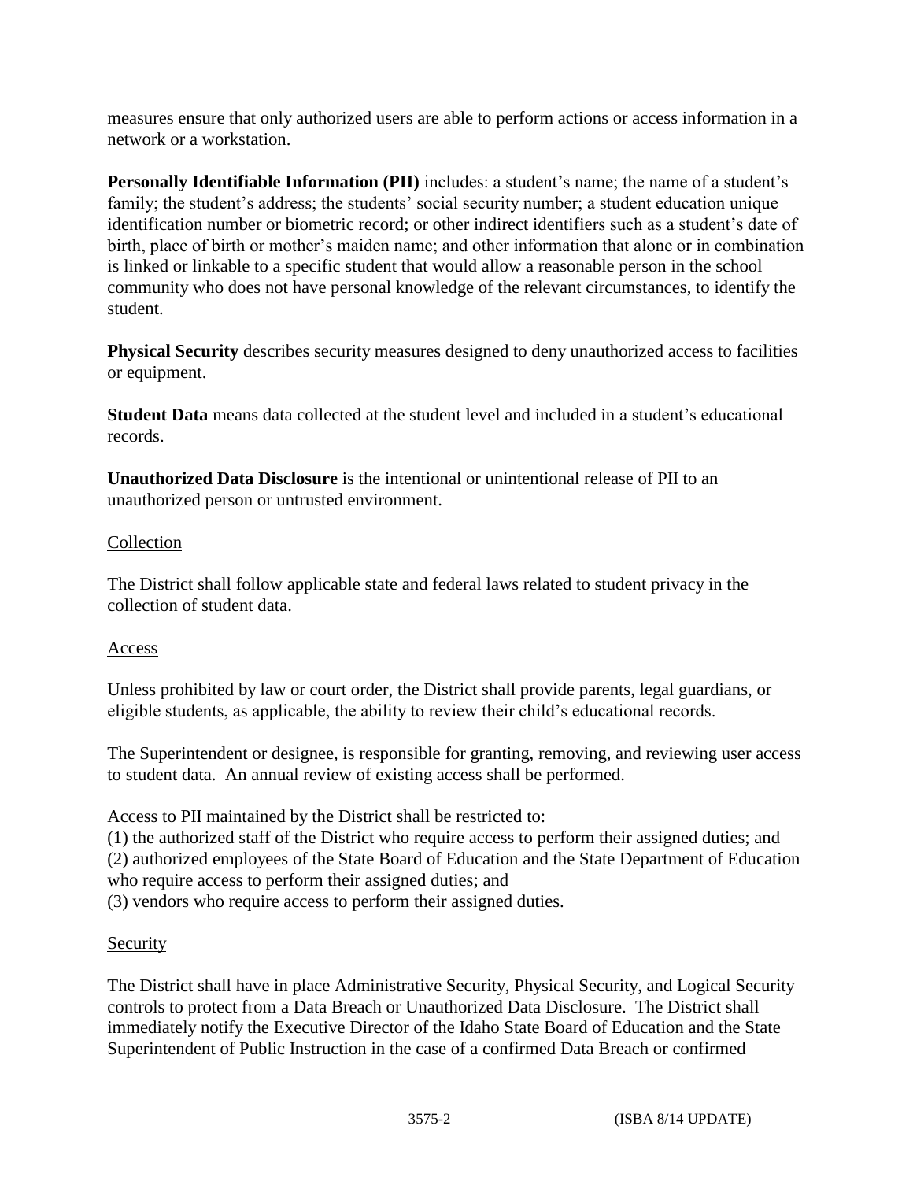measures ensure that only authorized users are able to perform actions or access information in a network or a workstation.

**Personally Identifiable Information (PII)** includes: a student's name; the name of a student's family; the student's address; the students' social security number; a student education unique identification number or biometric record; or other indirect identifiers such as a student's date of birth, place of birth or mother's maiden name; and other information that alone or in combination is linked or linkable to a specific student that would allow a reasonable person in the school community who does not have personal knowledge of the relevant circumstances, to identify the student.

**Physical Security** describes security measures designed to deny unauthorized access to facilities or equipment.

**Student Data** means data collected at the student level and included in a student's educational records.

**Unauthorized Data Disclosure** is the intentional or unintentional release of PII to an unauthorized person or untrusted environment.

<u>Collection</u>

The District shall follow applicable state and federal laws related to student privacy in the collection of student data.

<u>Access</u>

Unless prohibited by law or court order, the District shall provide parents, legal guardians, or eligible students, as applicable, the ability to review their child's educational records.

The Superintendent or designee, is responsible for granting, removing, and reviewing user access to student data. An annual review of existing access shall be performed.

Access to PII maintained by the District shall be restricted to:
(1) the authorized staff of the District who require access to perform their assigned duties; and
(2) authorized employees of the State Board of Education and the State Department of Education who require access to perform their assigned duties; and
(3) vendors who require access to perform their assigned duties.

<u>Security</u>

The District shall have in place Administrative Security, Physical Security, and Logical Security controls to protect from a Data Breach or Unauthorized Data Disclosure. The District shall immediately notify the Executive Director of the Idaho State Board of Education and the State Superintendent of Public Instruction in the case of a confirmed Data Breach or confirmed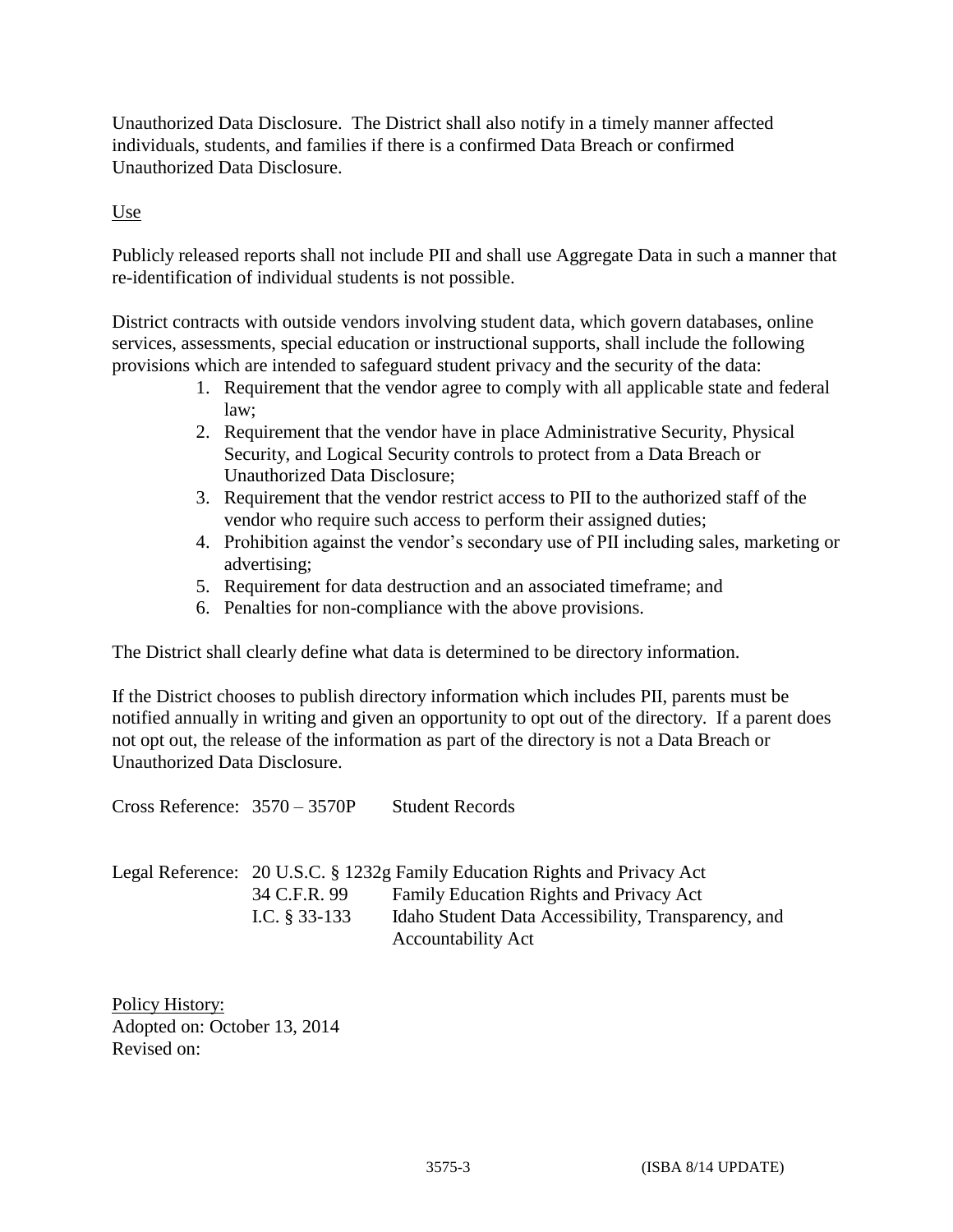Unauthorized Data Disclosure. The District shall also notify in a timely manner affected individuals, students, and families if there is a confirmed Data Breach or confirmed Unauthorized Data Disclosure.

Use

Publicly released reports shall not include PII and shall use Aggregate Data in such a manner that re-identification of individual students is not possible.

District contracts with outside vendors involving student data, which govern databases, online services, assessments, special education or instructional supports, shall include the following provisions which are intended to safeguard student privacy and the security of the data:

1. Requirement that the vendor agree to comply with all applicable state and federal law;
2. Requirement that the vendor have in place Administrative Security, Physical Security, and Logical Security controls to protect from a Data Breach or Unauthorized Data Disclosure;
3. Requirement that the vendor restrict access to PII to the authorized staff of the vendor who require such access to perform their assigned duties;
4. Prohibition against the vendor's secondary use of PII including sales, marketing or advertising;
5. Requirement for data destruction and an associated timeframe; and
6. Penalties for non-compliance with the above provisions.

The District shall clearly define what data is determined to be directory information.

If the District chooses to publish directory information which includes PII, parents must be notified annually in writing and given an opportunity to opt out of the directory. If a parent does not opt out, the release of the information as part of the directory is not a Data Breach or Unauthorized Data Disclosure.

Cross Reference: 3570 – 3570P Student Records

| | | |
|---|---|---|
| Legal Reference: | 20 U.S.C. § 1232g | Family Education Rights and Privacy Act |
| | 34 C.F.R. 99 | Family Education Rights and Privacy Act |
| | I.C. § 33-133 | Idaho Student Data Accessibility, Transparency, and Accountability Act |

Policy History:
Adopted on: October 13, 2014
Revised on: